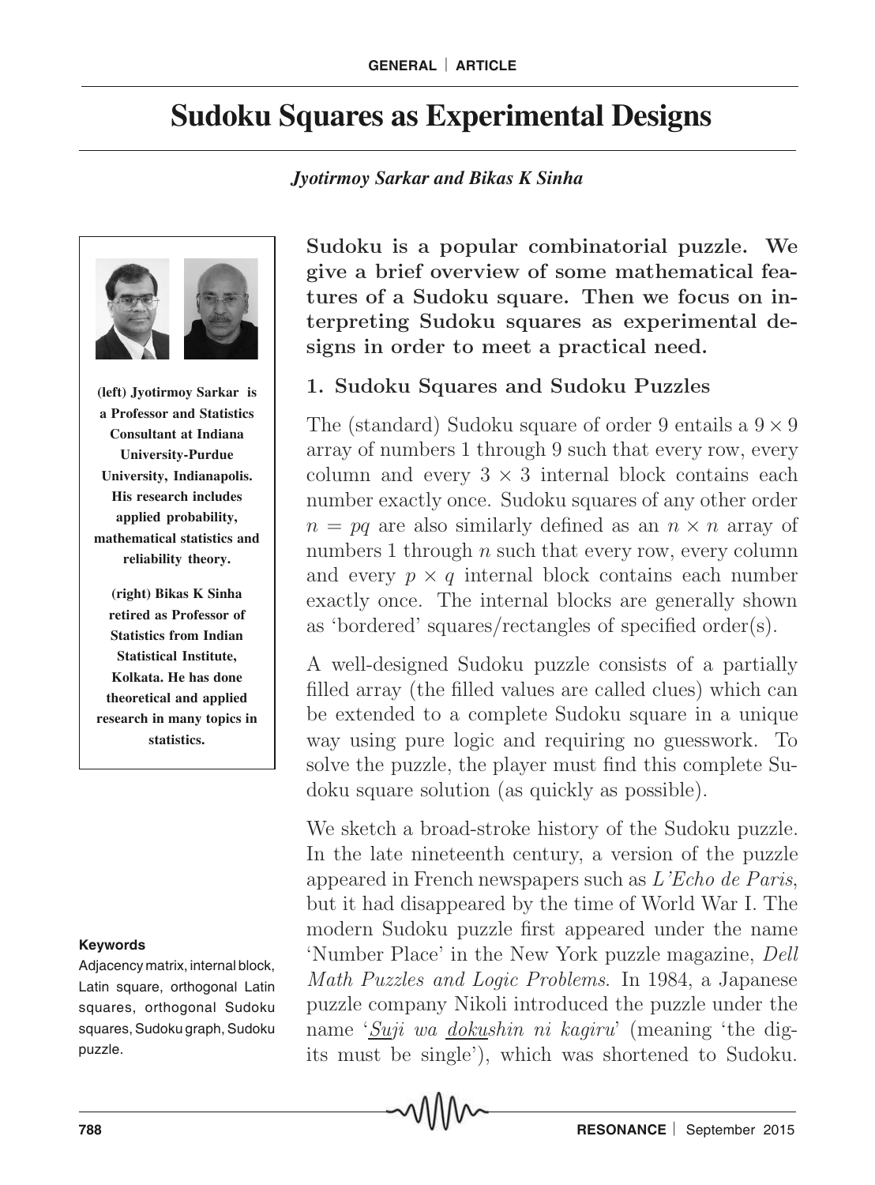# Sudoku Squares as Experimental Designs

*Jyotirmoy Sarkar and Bikas K Sinha*

**(left) Jyotirmoy Sarkar is a Professor and Statistics Consultant at Indiana University-Purdue University, Indianapolis. His research includes applied probability, mathematical statistics and reliability theory.**

**(right) Bikas K Sinha retired as Professor of Statistics from Indian Statistical Institute, Kolkata. He has done theoretical and applied research in many topics in statistics.**

**Sudoku is a popular combinatorial puzzle. We give a brief overview of some mathematical features of a Sudoku square. Then we focus on interpreting Sudoku squares as experimental designs in order to meet a practical need.**

## 1. Sudoku Squares and Sudoku Puzzles

The (standard) Sudoku square of order 9 entails a $9 \times 9$ array of numbers 1 through 9 such that every row, every column and every $3 \times 3$ internal block contains each number exactly once. Sudoku squares of any other order $n = pq$ are also similarly defined as an $n \times n$ array of numbers 1 through $n$ such that every row, every column and every $p \times q$ internal block contains each number exactly once. The internal blocks are generally shown as 'bordered' squares/rectangles of specified order(s).

A well-designed Sudoku puzzle consists of a partially filled array (the filled values are called clues) which can be extended to a complete Sudoku square in a unique way using pure logic and requiring no guesswork. To solve the puzzle, the player must find this complete Sudoku square solution (as quickly as possible).

We sketch a broad-stroke history of the Sudoku puzzle. In the late nineteenth century, a version of the puzzle appeared in French newspapers such as *L'Echo de Paris*, but it had disappeared by the time of World War I. The modern Sudoku puzzle first appeared under the name 'Number Place' in the New York puzzle magazine, *Dell Math Puzzles and Logic Problems*. In 1984, a Japanese puzzle company Nikoli introduced the puzzle under the name '*Suji wa dokushin ni kagiru*' (meaning 'the digits must be single'), which was shortened to Sudoku.

**Keywords**

Adjacency matrix, internal block, Latin square, orthogonal Latin squares, orthogonal Sudoku squares, Sudoku graph, Sudoku puzzle.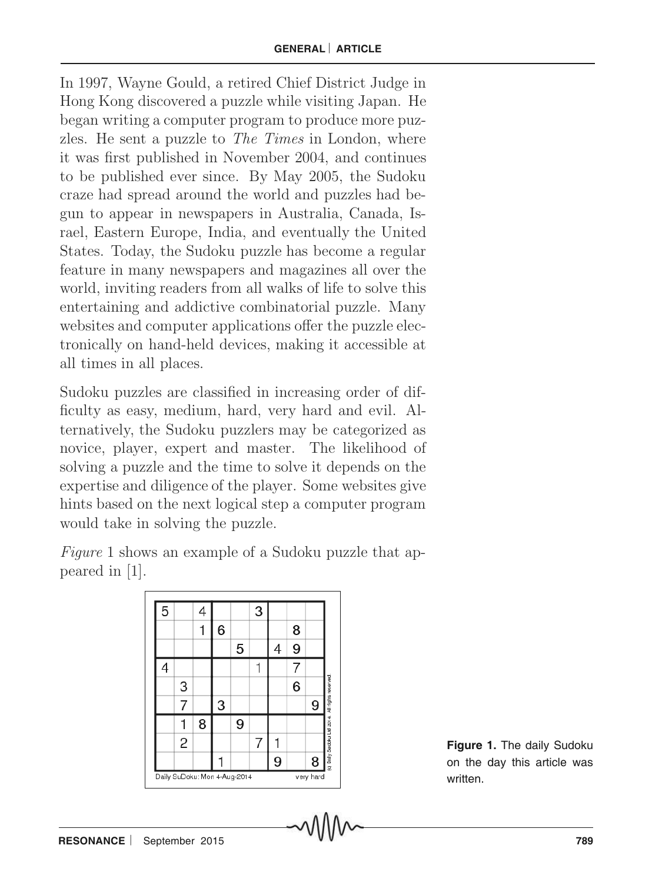In 1997, Wayne Gould, a retired Chief District Judge in Hong Kong discovered a puzzle while visiting Japan. He began writing a computer program to produce more puzzles. He sent a puzzle to *The Times* in London, where it was first published in November 2004, and continues to be published ever since. By May 2005, the Sudoku craze had spread around the world and puzzles had begun to appear in newspapers in Australia, Canada, Israel, Eastern Europe, India, and eventually the United States. Today, the Sudoku puzzle has become a regular feature in many newspapers and magazines all over the world, inviting readers from all walks of life to solve this entertaining and addictive combinatorial puzzle. Many websites and computer applications offer the puzzle electronically on hand-held devices, making it accessible at all times in all places.

Sudoku puzzles are classified in increasing order of difficulty as easy, medium, hard, very hard and evil. Alternatively, the Sudoku puzzlers may be categorized as novice, player, expert and master. The likelihood of solving a puzzle and the time to solve it depends on the expertise and diligence of the player. Some websites give hints based on the next logical step a computer program would take in solving the puzzle.

*Figure* 1 shows an example of a Sudoku puzzle that appeared in [1].

| 5 |   | 4 |   |   | 3 |   |   |   |
|---|---|---|---|---|---|---|---|---|
|   |   | 1 | 6 |   |   |   | 8 |   |
|   |   |   |   | 5 |   | 4 | 9 |   |
| 4 |   |   |   |   | 1 |   | 7 |   |
|   | 3 |   |   |   |   |   | 6 |   |
|   | 7 |   | 3 |   |   |   |   | 9 |
|   | 1 | 8 |   | 9 |   |   |   |   |
|   | 2 |   |   |   | 7 | 1 |   |   |
|   |   |   | 1 |   |   | 9 |   | 8 |

Daily SuDoku: Mon 4-Aug-2014 very hard

(c) Daily Sudoku Ltd 2014. All rights reserved.

**Figure 1.** The daily Sudoku on the day this article was written.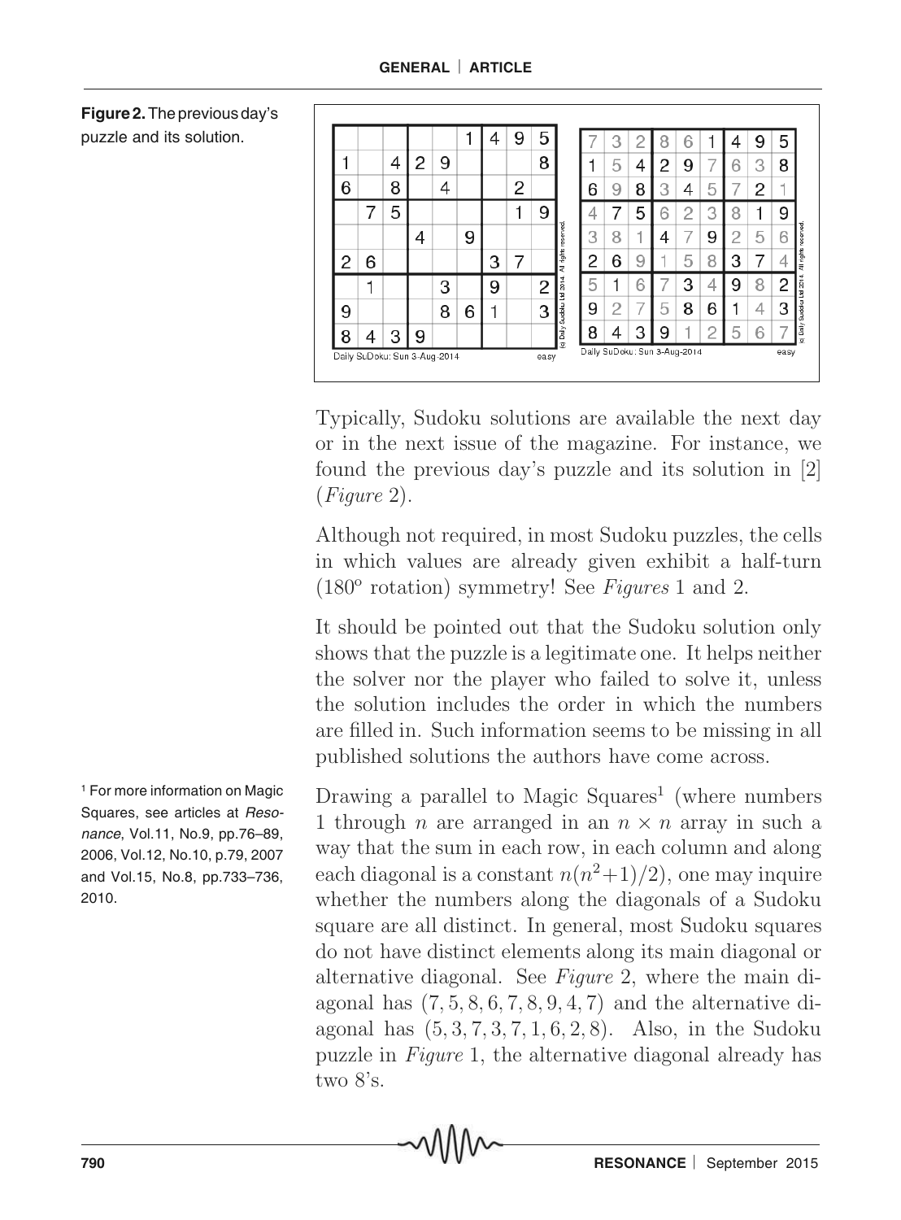**Figure 2.** The previous day's puzzle and its solution.

| | | | | | | | | |
|---|---|---|---|---|---|---|---|---|
| | | | | | 1 | 4 | 9 | 5 |
| 1 | | 4 | 2 | 9 | | | | 8 |
| 6 | | 8 | | 4 | | | 2 | |
| | 7 | 5 | | | | | 1 | 9 |
| | | | 4 | | 9 | | | |
| 2 | 6 | | | | | 3 | 7 | |
| | 1 | | | 3 | | 9 | | 2 |
| 9 | | | | 8 | 6 | 1 | | 3 |
| 8 | 4 | 3 | 9 | | | | | |

Daily SuDoku: Sun 3-Aug-2014 easy

(c) Daily Sudoku Ltd 2014. All rights reserved.

| | | | | | | | | |
|---|---|---|---|---|---|---|---|---|
| 7 | 3 | 2 | 8 | 6 | 1 | 4 | 9 | 5 |
| 1 | 5 | 4 | 2 | 9 | 7 | 6 | 3 | 8 |
| 6 | 9 | 8 | 3 | 4 | 5 | 7 | 2 | 1 |
| 4 | 7 | 5 | 6 | 2 | 3 | 8 | 1 | 9 |
| 3 | 8 | 1 | 4 | 7 | 9 | 2 | 5 | 6 |
| 2 | 6 | 9 | 1 | 5 | 8 | 3 | 7 | 4 |
| 5 | 1 | 6 | 7 | 3 | 4 | 9 | 8 | 2 |
| 9 | 2 | 7 | 5 | 8 | 6 | 1 | 4 | 3 |
| 8 | 4 | 3 | 9 | 1 | 2 | 5 | 6 | 7 |

Daily SuDoku: Sun 3-Aug-2014 easy

(c) Daily Sudoku Ltd 2014. All rights reserved.

Typically, Sudoku solutions are available the next day or in the next issue of the magazine. For instance, we found the previous day's puzzle and its solution in [2] (*Figure* 2).

Although not required, in most Sudoku puzzles, the cells in which values are already given exhibit a half-turn ($180^o$ rotation) symmetry! See *Figures* 1 and 2.

It should be pointed out that the Sudoku solution only shows that the puzzle is a legitimate one. It helps neither the solver nor the player who failed to solve it, unless the solution includes the order in which the numbers are filled in. Such information seems to be missing in all published solutions the authors have come across.

Drawing a parallel to Magic Squares[1] (where numbers 1 through $n$ are arranged in an $n \times n$ array in such a way that the sum in each row, in each column and along each diagonal is a constant $n(n^2+1)/2$), one may inquire whether the numbers along the diagonals of a Sudoku square are all distinct. In general, most Sudoku squares do not have distinct elements along its main diagonal or alternative diagonal. See *Figure* 2, where the main diagonal has $(7, 5, 8, 6, 7, 8, 9, 4, 7)$ and the alternative diagonal has $(5, 3, 7, 3, 7, 1, 6, 2, 8)$. Also, in the Sudoku puzzle in *Figure* 1, the alternative diagonal already has two 8's.

[1] For more information on Magic Squares, see articles at *Resonance*, Vol.11, No.9, pp.76–89, 2006, Vol.12, No.10, p.79, 2007 and Vol.15, No.8, pp.733–736, 2010.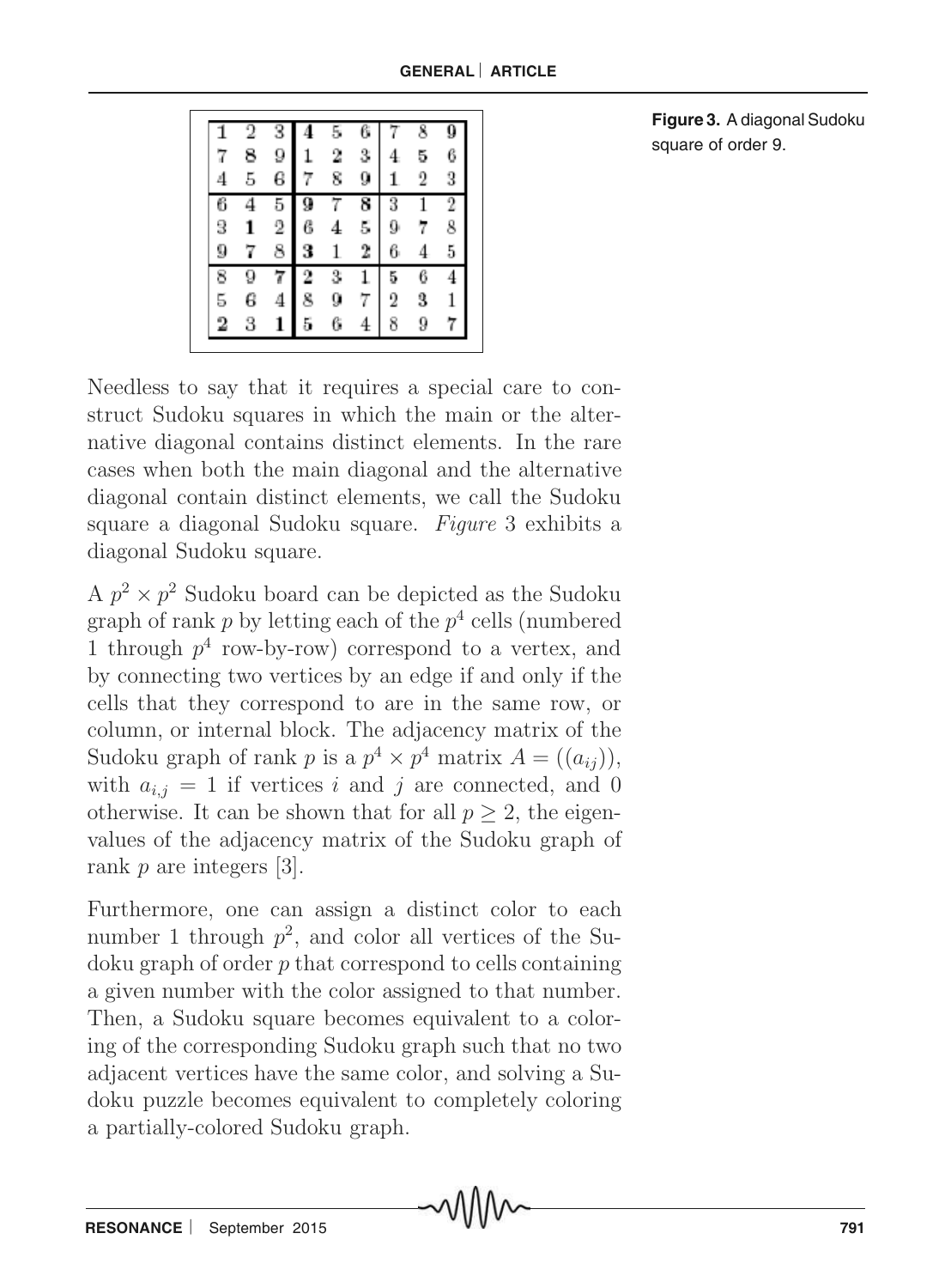| 1 | 2 | 3 | 4 | 5 | 6 | 7 | 8 | 9 |
|---|---|---|---|---|---|---|---|---|
| 7 | 8 | 9 | 1 | 2 | 3 | 4 | 5 | 6 |
| 4 | 5 | 6 | 7 | 8 | 9 | 1 | 2 | 3 |
| 6 | 4 | 5 | 9 | 7 | 8 | 3 | 1 | 2 |
| 3 | 1 | 2 | 6 | 4 | 5 | 9 | 7 | 8 |
| 9 | 7 | 8 | 3 | 1 | 2 | 6 | 4 | 5 |
| 8 | 9 | 7 | 2 | 3 | 1 | 5 | 6 | 4 |
| 5 | 6 | 4 | 8 | 9 | 7 | 2 | 3 | 1 |
| 2 | 3 | 1 | 5 | 6 | 4 | 8 | 9 | 7 |

**Figure 3.** A diagonal Sudoku square of order 9.

Needless to say that it requires a special care to construct Sudoku squares in which the main or the alternative diagonal contains distinct elements. In the rare cases when both the main diagonal and the alternative diagonal contain distinct elements, we call the Sudoku square a diagonal Sudoku square. *Figure* 3 exhibits a diagonal Sudoku square.

A $p^2 \times p^2$ Sudoku board can be depicted as the Sudoku graph of rank $p$ by letting each of the $p^4$ cells (numbered 1 through $p^4$ row-by-row) correspond to a vertex, and by connecting two vertices by an edge if and only if the cells that they correspond to are in the same row, or column, or internal block. The adjacency matrix of the Sudoku graph of rank $p$ is a $p^4 \times p^4$ matrix $A = ((a_{ij}))$, with $a_{i,j} = 1$ if vertices $i$ and $j$ are connected, and 0 otherwise. It can be shown that for all $p \geq 2$, the eigenvalues of the adjacency matrix of the Sudoku graph of rank $p$ are integers [3].

Furthermore, one can assign a distinct color to each number 1 through $p^2$, and color all vertices of the Sudoku graph of order $p$ that correspond to cells containing a given number with the color assigned to that number. Then, a Sudoku square becomes equivalent to a coloring of the corresponding Sudoku graph such that no two adjacent vertices have the same color, and solving a Sudoku puzzle becomes equivalent to completely coloring a partially-colored Sudoku graph.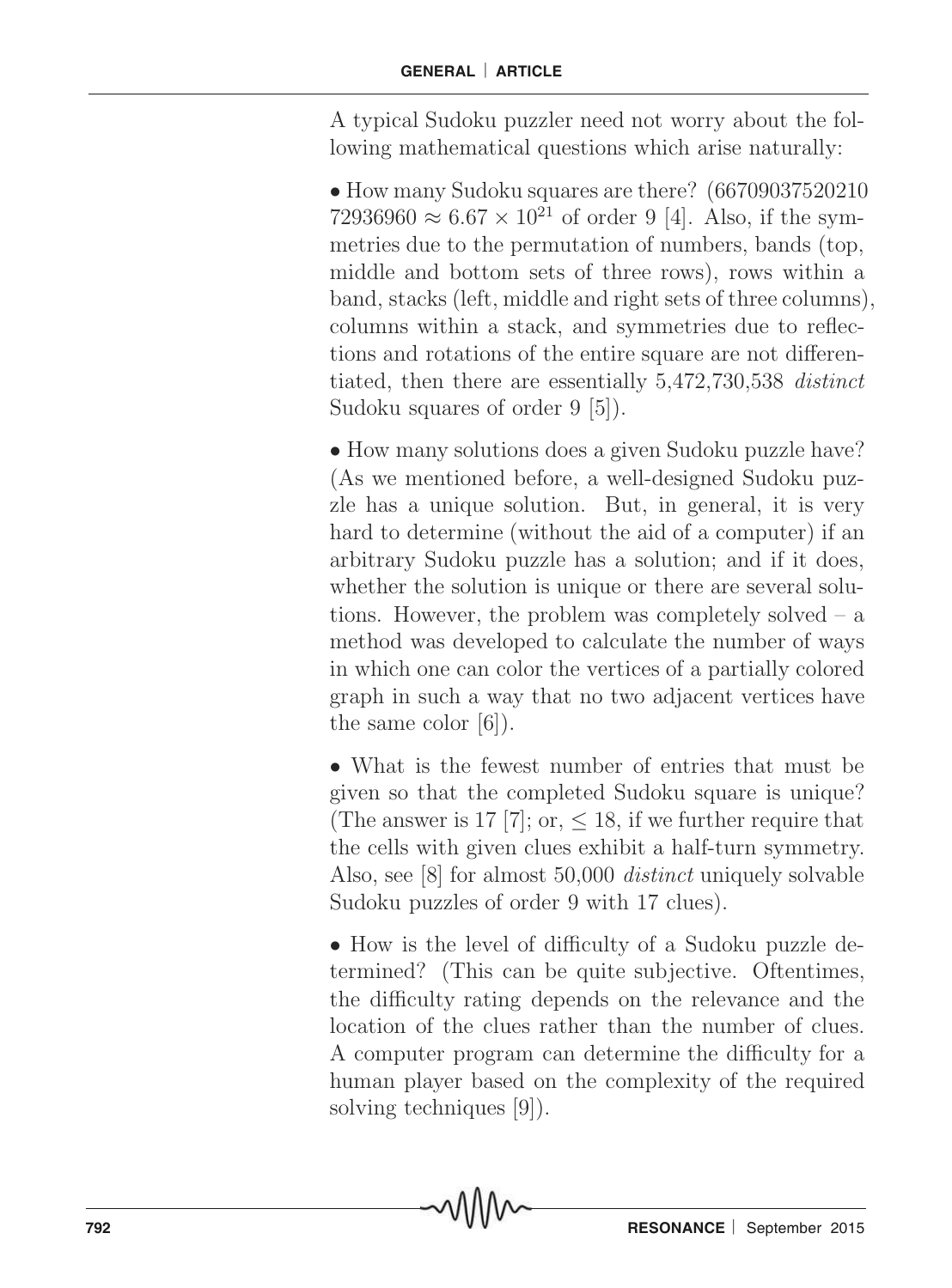A typical Sudoku puzzler need not worry about the following mathematical questions which arise naturally:

- How many Sudoku squares are there? (6670903752021072936960 $\approx 6.67 \times 10^{21}$ of order 9 [4]. Also, if the symmetries due to the permutation of numbers, bands (top, middle and bottom sets of three rows), rows within a band, stacks (left, middle and right sets of three columns), columns within a stack, and symmetries due to reflections and rotations of the entire square are not differentiated, then there are essentially 5,472,730,538 *distinct* Sudoku squares of order 9 [5]).

- How many solutions does a given Sudoku puzzle have? (As we mentioned before, a well-designed Sudoku puzzle has a unique solution. But, in general, it is very hard to determine (without the aid of a computer) if an arbitrary Sudoku puzzle has a solution; and if it does, whether the solution is unique or there are several solutions. However, the problem was completely solved – a method was developed to calculate the number of ways in which one can color the vertices of a partially colored graph in such a way that no two adjacent vertices have the same color [6]).

- What is the fewest number of entries that must be given so that the completed Sudoku square is unique? (The answer is 17 [7]; or, $\leq 18$, if we further require that the cells with given clues exhibit a half-turn symmetry. Also, see [8] for almost 50,000 *distinct* uniquely solvable Sudoku puzzles of order 9 with 17 clues).

- How is the level of difficulty of a Sudoku puzzle determined? (This can be quite subjective. Oftentimes, the difficulty rating depends on the relevance and the location of the clues rather than the number of clues. A computer program can determine the difficulty for a human player based on the complexity of the required solving techniques [9]).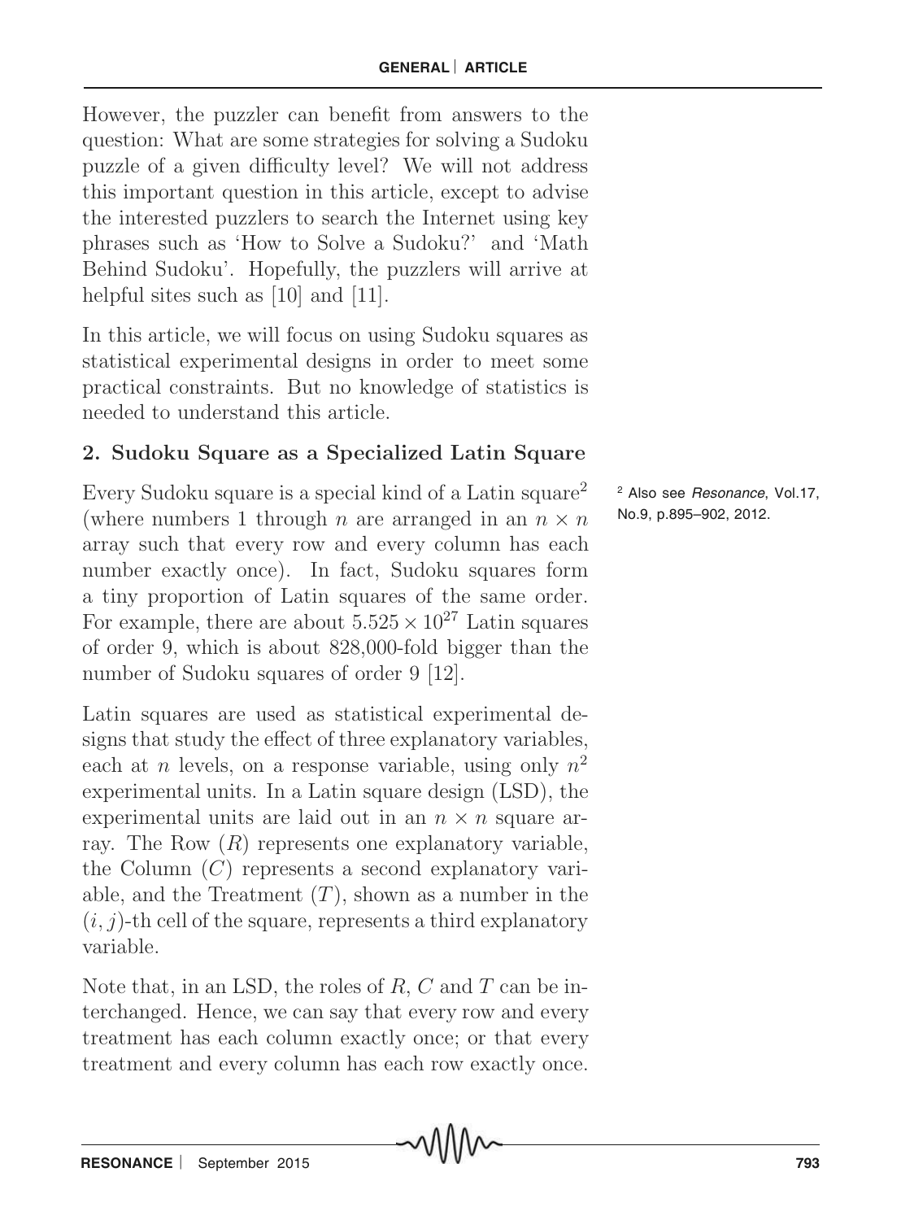However, the puzzler can benefit from answers to the question: What are some strategies for solving a Sudoku puzzle of a given difficulty level? We will not address this important question in this article, except to advise the interested puzzlers to search the Internet using key phrases such as 'How to Solve a Sudoku?' and 'Math Behind Sudoku'. Hopefully, the puzzlers will arrive at helpful sites such as [10] and [11].

In this article, we will focus on using Sudoku squares as statistical experimental designs in order to meet some practical constraints. But no knowledge of statistics is needed to understand this article.

## 2. Sudoku Square as a Specialized Latin Square

Every Sudoku square is a special kind of a Latin square[2] (where numbers 1 through $n$ are arranged in an $n \times n$ array such that every row and every column has each number exactly once). In fact, Sudoku squares form a tiny proportion of Latin squares of the same order. For example, there are about $5.525 \times 10^{27}$ Latin squares of order 9, which is about 828,000-fold bigger than the number of Sudoku squares of order 9 [12].

[2] Also see *Resonance*, Vol.17, No.9, p.895–902, 2012.

Latin squares are used as statistical experimental designs that study the effect of three explanatory variables, each at $n$ levels, on a response variable, using only $n^2$ experimental units. In a Latin square design (LSD), the experimental units are laid out in an $n \times n$ square array. The Row ($R$) represents one explanatory variable, the Column ($C$) represents a second explanatory variable, and the Treatment ($T$), shown as a number in the $(i, j)$-th cell of the square, represents a third explanatory variable.

Note that, in an LSD, the roles of $R$, $C$ and $T$ can be interchanged. Hence, we can say that every row and every treatment has each column exactly once; or that every treatment and every column has each row exactly once.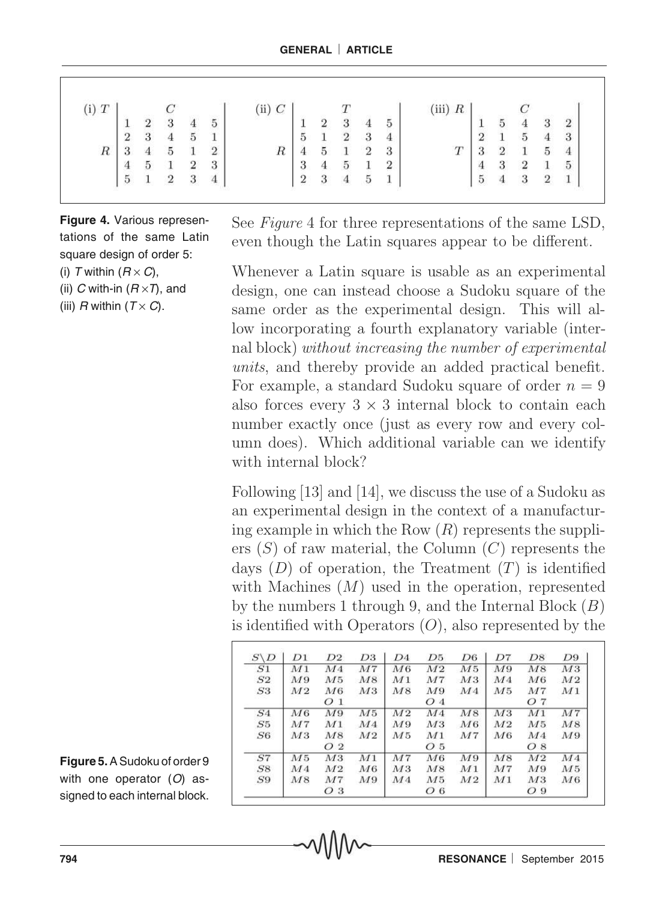**(i) $T$ within $(R \times C)$**

| | $C$ | | | | |
|---|---|---|---|---|---|
| $R$ | 1 | 2 | 3 | 4 | 5 |
| | 2 | 3 | 4 | 5 | 1 |
| | 3 | 4 | 5 | 1 | 2 |
| | 4 | 5 | 1 | 2 | 3 |
| | 5 | 1 | 2 | 3 | 4 |

**(ii) $C$ within $(R \times T)$**

| | $T$ | | | | |
|---|---|---|---|---|---|
| $R$ | 1 | 2 | 3 | 4 | 5 |
| | 5 | 1 | 2 | 3 | 4 |
| | 4 | 5 | 1 | 2 | 3 |
| | 3 | 4 | 5 | 1 | 2 |
| | 2 | 3 | 4 | 5 | 1 |

**(iii) $R$ within $(T \times C)$**

| | $C$ | | | | |
|---|---|---|---|---|---|
| $T$ | 1 | 5 | 4 | 3 | 2 |
| | 2 | 1 | 5 | 4 | 3 |
| | 3 | 2 | 1 | 5 | 4 |
| | 4 | 3 | 2 | 1 | 5 |
| | 5 | 4 | 3 | 2 | 1 |

**Figure 4.** Various representations of the same Latin square design of order 5: (i) $T$ within $(R \times C)$, (ii) $C$ with-in $(R \times T)$, and (iii) $R$ within $(T \times C)$.

See *Figure* 4 for three representations of the same LSD, even though the Latin squares appear to be different.

Whenever a Latin square is usable as an experimental design, one can instead choose a Sudoku square of the same order as the experimental design. This will allow incorporating a fourth explanatory variable (internal block) *without increasing the number of experimental units*, and thereby provide an added practical benefit. For example, a standard Sudoku square of order $n = 9$ also forces every $3 \times 3$ internal block to contain each number exactly once (just as every row and every column does). Which additional variable can we identify with internal block?

Following [13] and [14], we discuss the use of a Sudoku as an experimental design in the context of a manufacturing example in which the Row ($R$) represents the suppliers ($S$) of raw material, the Column ($C$) represents the days ($D$) of operation, the Treatment ($T$) is identified with Machines ($M$) used in the operation, represented by the numbers 1 through 9, and the Internal Block ($B$) is identified with Operators ($O$), also represented by the

| $S \backslash D$ | $D1$ | $D2$ | $D3$ | $D4$ | $D5$ | $D6$ | $D7$ | $D8$ | $D9$ |
|---|---|---|---|---|---|---|---|---|---|
| $S1$ | $M1$ | $M4$ | $M7$ | $M6$ | $M2$ | $M5$ | $M9$ | $M8$ | $M3$ |
| $S2$ | $M9$ | $M5$ | $M8$ | $M1$ | $M7$ | $M3$ | $M4$ | $M6$ | $M2$ |
| $S3$ | $M2$ | $M6$ | $M3$ | $M8$ | $M9$ | $M4$ | $M5$ | $M7$ | $M1$ |
| | | $O$ 1 | | | $O$ 4 | | | $O$ 7 | |
| $S4$ | $M6$ | $M9$ | $M5$ | $M2$ | $M4$ | $M8$ | $M3$ | $M1$ | $M7$ |
| $S5$ | $M7$ | $M1$ | $M4$ | $M9$ | $M3$ | $M6$ | $M2$ | $M5$ | $M8$ |
| $S6$ | $M3$ | $M8$ | $M2$ | $M5$ | $M1$ | $M7$ | $M6$ | $M4$ | $M9$ |
| | | $O$ 2 | | | $O$ 5 | | | $O$ 8 | |
| $S7$ | $M5$ | $M3$ | $M1$ | $M7$ | $M6$ | $M9$ | $M8$ | $M2$ | $M4$ |
| $S8$ | $M4$ | $M2$ | $M6$ | $M3$ | $M8$ | $M1$ | $M7$ | $M9$ | $M5$ |
| $S9$ | $M8$ | $M7$ | $M9$ | $M4$ | $M5$ | $M2$ | $M1$ | $M3$ | $M6$ |
| | | $O$ 3 | | | $O$ 6 | | | $O$ 9 | |

**Figure 5.** A Sudoku of order 9 with one operator ($O$) assigned to each internal block.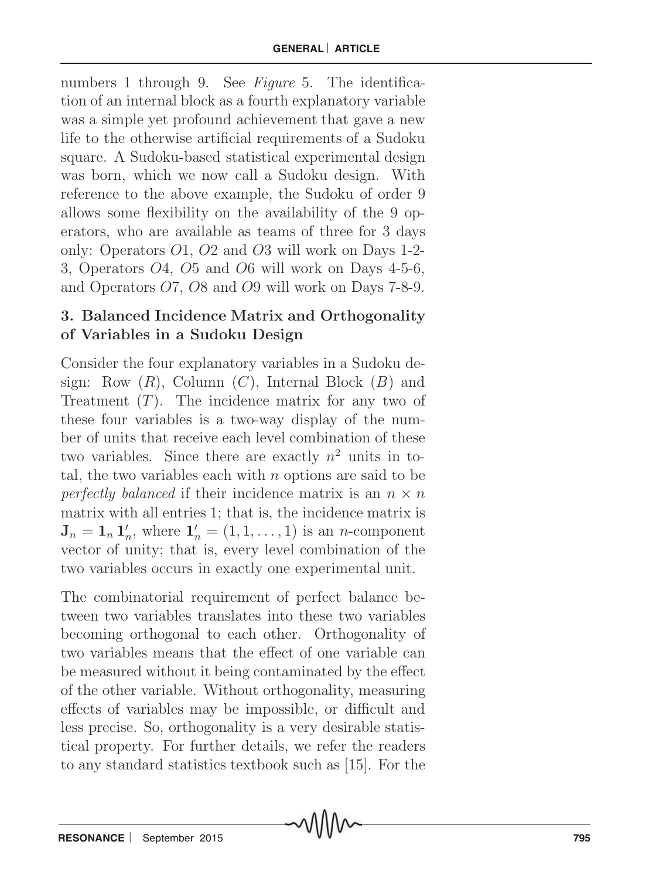numbers 1 through 9. See *Figure* 5. The identification of an internal block as a fourth explanatory variable was a simple yet profound achievement that gave a new life to the otherwise artificial requirements of a Sudoku square. A Sudoku-based statistical experimental design was born, which we now call a Sudoku design. With reference to the above example, the Sudoku of order 9 allows some flexibility on the availability of the 9 operators, who are available as teams of three for 3 days only: Operators $O1$, $O2$ and $O3$ will work on Days 1-2-3, Operators $O4$, $O5$ and $O6$ will work on Days 4-5-6, and Operators $O7$, $O8$ and $O9$ will work on Days 7-8-9.

## 3. Balanced Incidence Matrix and Orthogonality of Variables in a Sudoku Design

Consider the four explanatory variables in a Sudoku design: Row ($R$), Column ($C$), Internal Block ($B$) and Treatment ($T$). The incidence matrix for any two of these four variables is a two-way display of the number of units that receive each level combination of these two variables. Since there are exactly $n^2$ units in total, the two variables each with $n$ options are said to be *perfectly balanced* if their incidence matrix is an $n \times n$ matrix with all entries 1; that is, the incidence matrix is $\mathbf{J}_n = \mathbf{1}_n \mathbf{1}_n'$, where $\mathbf{1}_n' = (1, 1, \ldots, 1)$ is an $n$-component vector of unity; that is, every level combination of the two variables occurs in exactly one experimental unit.

The combinatorial requirement of perfect balance between two variables translates into these two variables becoming orthogonal to each other. Orthogonality of two variables means that the effect of one variable can be measured without it being contaminated by the effect of the other variable. Without orthogonality, measuring effects of variables may be impossible, or difficult and less precise. So, orthogonality is a very desirable statistical property. For further details, we refer the readers to any standard statistics textbook such as [15]. For the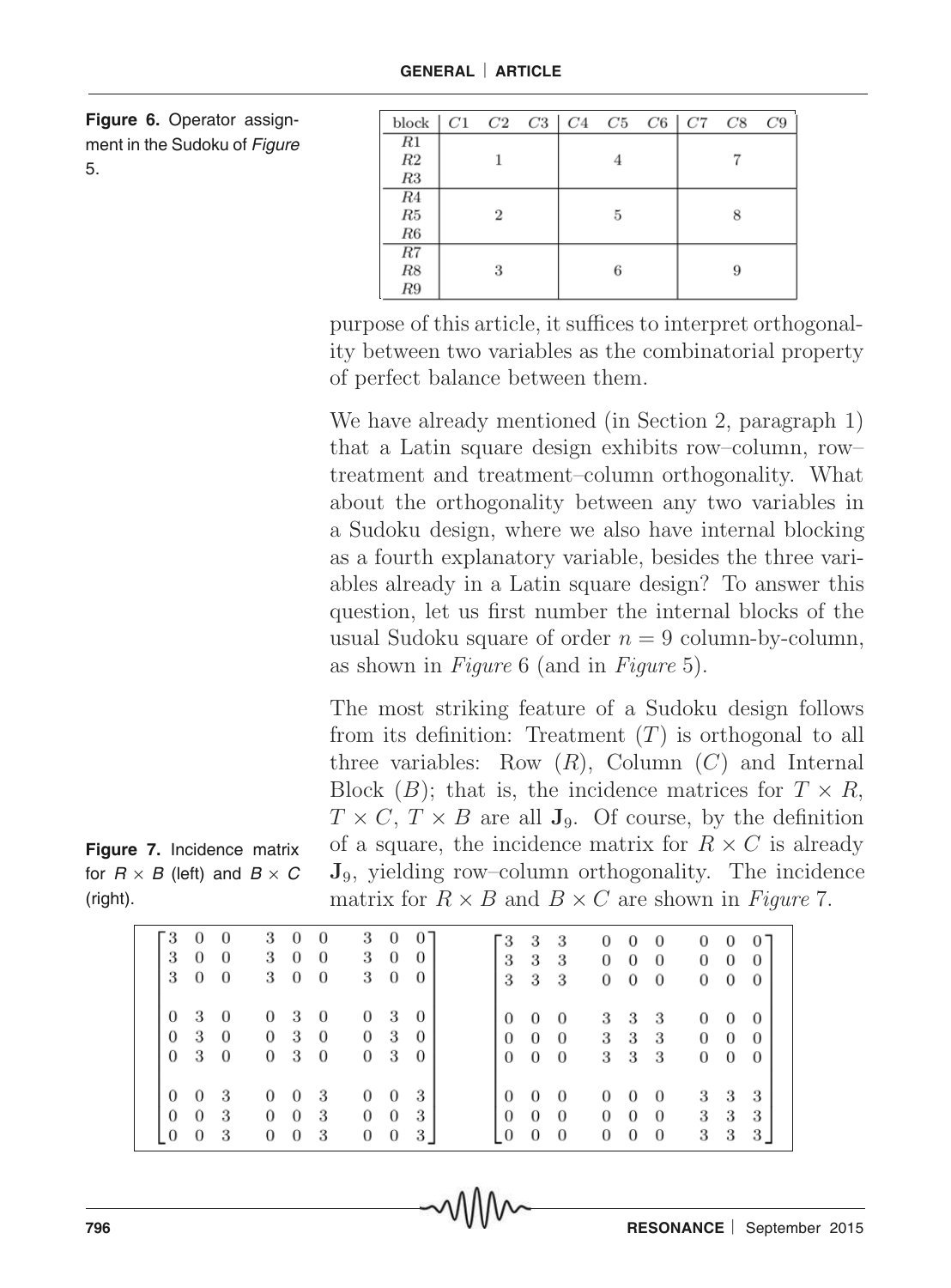**Figure 6.** Operator assignment in the Sudoku of *Figure* 5.

| block | C1 | C2 | C3 | C4 | C5 | C6 | C7 | C8 | C9 |
|---|---|---|---|---|---|---|---|---|---|
| R1 | | | | | | | | | |
| R2 | | 1 | | | 4 | | | 7 | |
| R3 | | | | | | | | | |
| R4 | | | | | | | | | |
| R5 | | 2 | | | 5 | | | 8 | |
| R6 | | | | | | | | | |
| R7 | | | | | | | | | |
| R8 | | 3 | | | 6 | | | 9 | |
| R9 | | | | | | | | | |

purpose of this article, it suffices to interpret orthogonality between two variables as the combinatorial property of perfect balance between them.

We have already mentioned (in Section 2, paragraph 1) that a Latin square design exhibits row–column, row–treatment and treatment–column orthogonality. What about the orthogonality between any two variables in a Sudoku design, where we also have internal blocking as a fourth explanatory variable, besides the three variables already in a Latin square design? To answer this question, let us first number the internal blocks of the usual Sudoku square of order $n = 9$ column-by-column, as shown in *Figure* 6 (and in *Figure* 5).

The most striking feature of a Sudoku design follows from its definition: Treatment ($T$) is orthogonal to all three variables: Row ($R$), Column ($C$) and Internal Block ($B$); that is, the incidence matrices for $T \times R$, $T \times C$, $T \times B$ are all $\mathbf{J}_9$. Of course, by the definition of a square, the incidence matrix for $R \times C$ is already $\mathbf{J}_9$, yielding row–column orthogonality. The incidence matrix for $R \times B$ and $B \times C$ are shown in *Figure* 7.

**Figure 7.** Incidence matrix for $R \times B$ (left) and $B \times C$ (right).

$$
\begin{bmatrix}
3 & 0 & 0 & 3 & 0 & 0 & 3 & 0 & 0 \\
3 & 0 & 0 & 3 & 0 & 0 & 3 & 0 & 0 \\
3 & 0 & 0 & 3 & 0 & 0 & 3 & 0 & 0 \\
0 & 3 & 0 & 0 & 3 & 0 & 0 & 3 & 0 \\
0 & 3 & 0 & 0 & 3 & 0 & 0 & 3 & 0 \\
0 & 3 & 0 & 0 & 3 & 0 & 0 & 3 & 0 \\
0 & 0 & 3 & 0 & 0 & 3 & 0 & 0 & 3 \\
0 & 0 & 3 & 0 & 0 & 3 & 0 & 0 & 3 \\
0 & 0 & 3 & 0 & 0 & 3 & 0 & 0 & 3
\end{bmatrix}
\qquad
\begin{bmatrix}
3 & 3 & 3 & 0 & 0 & 0 & 0 & 0 & 0 \\
3 & 3 & 3 & 0 & 0 & 0 & 0 & 0 & 0 \\
3 & 3 & 3 & 0 & 0 & 0 & 0 & 0 & 0 \\
0 & 0 & 0 & 3 & 3 & 3 & 0 & 0 & 0 \\
0 & 0 & 0 & 3 & 3 & 3 & 0 & 0 & 0 \\
0 & 0 & 0 & 3 & 3 & 3 & 0 & 0 & 0 \\
0 & 0 & 0 & 0 & 0 & 0 & 3 & 3 & 3 \\
0 & 0 & 0 & 0 & 0 & 0 & 3 & 3 & 3 \\
0 & 0 & 0 & 0 & 0 & 0 & 3 & 3 & 3
\end{bmatrix}
$$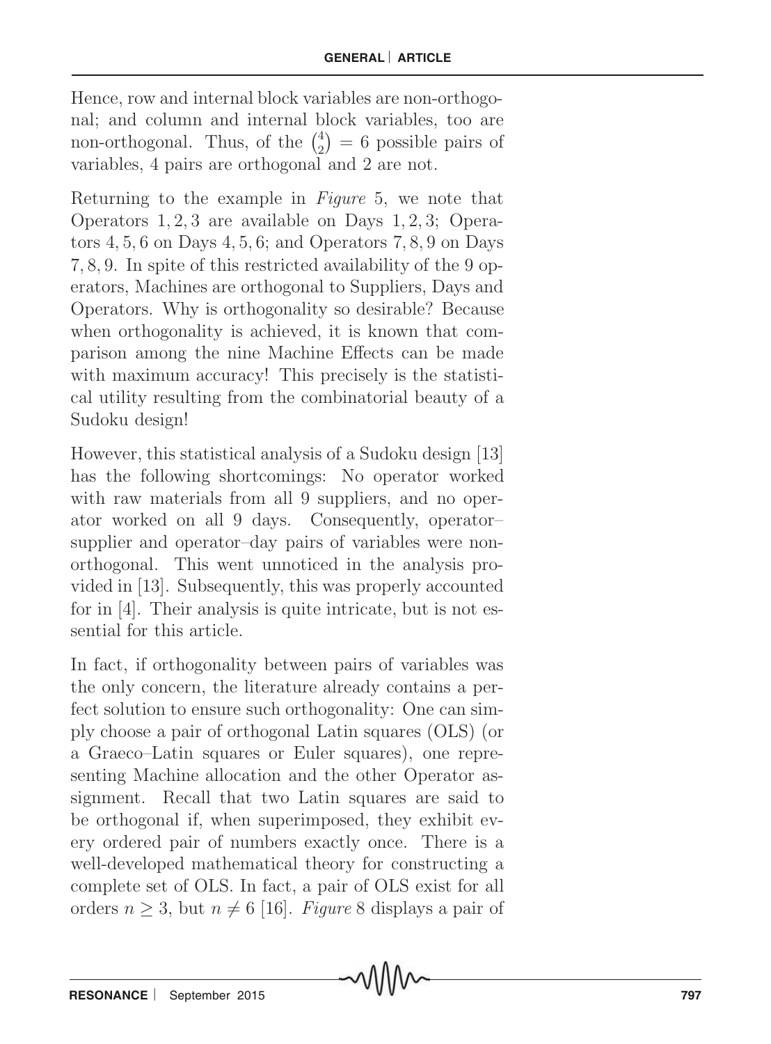Hence, row and internal block variables are non-orthogonal; and column and internal block variables, too are non-orthogonal. Thus, of the $\binom{4}{2} = 6$ possible pairs of variables, 4 pairs are orthogonal and 2 are not.

Returning to the example in *Figure* 5, we note that Operators 1, 2, 3 are available on Days 1, 2, 3; Operators 4, 5, 6 on Days 4, 5, 6; and Operators 7, 8, 9 on Days 7, 8, 9. In spite of this restricted availability of the 9 operators, Machines are orthogonal to Suppliers, Days and Operators. Why is orthogonality so desirable? Because when orthogonality is achieved, it is known that comparison among the nine Machine Effects can be made with maximum accuracy! This precisely is the statistical utility resulting from the combinatorial beauty of a Sudoku design!

However, this statistical analysis of a Sudoku design [13] has the following shortcomings: No operator worked with raw materials from all 9 suppliers, and no operator worked on all 9 days. Consequently, operator–supplier and operator–day pairs of variables were non-orthogonal. This went unnoticed in the analysis provided in [13]. Subsequently, this was properly accounted for in [4]. Their analysis is quite intricate, but is not essential for this article.

In fact, if orthogonality between pairs of variables was the only concern, the literature already contains a perfect solution to ensure such orthogonality: One can simply choose a pair of orthogonal Latin squares (OLS) (or a Graeco–Latin squares or Euler squares), one representing Machine allocation and the other Operator assignment. Recall that two Latin squares are said to be orthogonal if, when superimposed, they exhibit every ordered pair of numbers exactly once. There is a well-developed mathematical theory for constructing a complete set of OLS. In fact, a pair of OLS exist for all orders $n \geq 3$, but $n \neq 6$ [16]. *Figure* 8 displays a pair of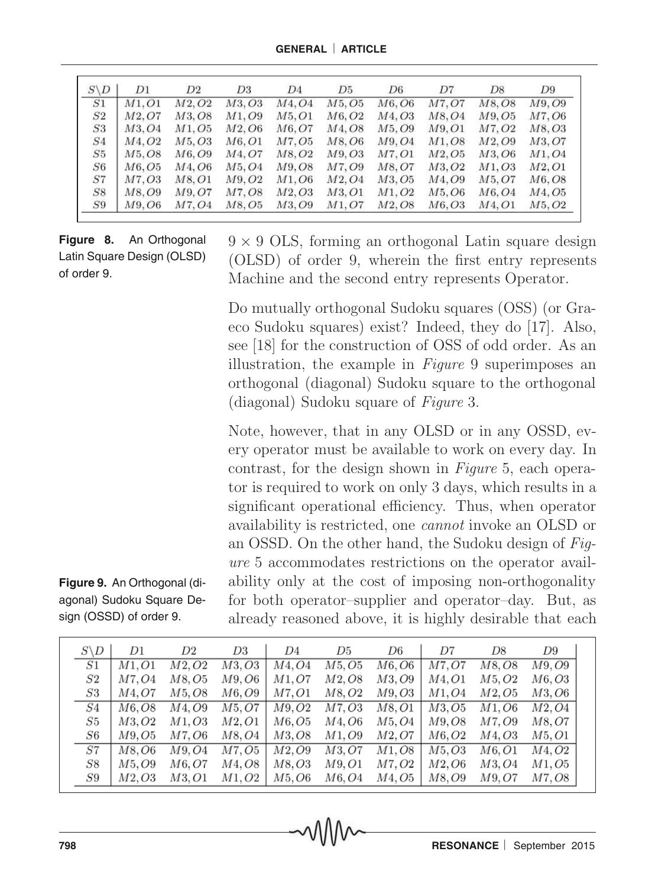| $S\backslash D$ | $D1$ | $D2$ | $D3$ | $D4$ | $D5$ | $D6$ | $D7$ | $D8$ | $D9$ |
|---|---|---|---|---|---|---|---|---|---|
| $S1$ | $M1,O1$ | $M2,O2$ | $M3,O3$ | $M4,O4$ | $M5,O5$ | $M6,O6$ | $M7,O7$ | $M8,O8$ | $M9,O9$ |
| $S2$ | $M2,O7$ | $M3,O8$ | $M1,O9$ | $M5,O1$ | $M6,O2$ | $M4,O3$ | $M8,O4$ | $M9,O5$ | $M7,O6$ |
| $S3$ | $M3,O4$ | $M1,O5$ | $M2,O6$ | $M6,O7$ | $M4,O8$ | $M5,O9$ | $M9,O1$ | $M7,O2$ | $M8,O3$ |
| $S4$ | $M4,O2$ | $M5,O3$ | $M6,O1$ | $M7,O5$ | $M8,O6$ | $M9,O4$ | $M1,O8$ | $M2,O9$ | $M3,O7$ |
| $S5$ | $M5,O8$ | $M6,O9$ | $M4,O7$ | $M8,O2$ | $M9,O3$ | $M7,O1$ | $M2,O5$ | $M3,O6$ | $M1,O4$ |
| $S6$ | $M6,O5$ | $M4,O6$ | $M5,O4$ | $M9,O8$ | $M7,O9$ | $M8,O7$ | $M3,O2$ | $M1,O3$ | $M2,O1$ |
| $S7$ | $M7,O3$ | $M8,O1$ | $M9,O2$ | $M1,O6$ | $M2,O4$ | $M3,O5$ | $M4,O9$ | $M5,O7$ | $M6,O8$ |
| $S8$ | $M8,O9$ | $M9,O7$ | $M7,O8$ | $M2,O3$ | $M3,O1$ | $M1,O2$ | $M5,O6$ | $M6,O4$ | $M4,O5$ |
| $S9$ | $M9,O6$ | $M7,O4$ | $M8,O5$ | $M3,O9$ | $M1,O7$ | $M2,O8$ | $M6,O3$ | $M4,O1$ | $M5,O2$ |

**Figure 8.** An Orthogonal Latin Square Design (OLSD) of order 9.

$9 \times 9$ OLS, forming an orthogonal Latin square design (OLSD) of order 9, wherein the first entry represents Machine and the second entry represents Operator.

Do mutually orthogonal Sudoku squares (OSS) (or Graeco Sudoku squares) exist? Indeed, they do [17]. Also, see [18] for the construction of OSS of odd order. As an illustration, the example in *Figure* 9 superimposes an orthogonal (diagonal) Sudoku square to the orthogonal (diagonal) Sudoku square of *Figure* 3.

Note, however, that in any OLSD or in any OSSD, every operator must be available to work on every day. In contrast, for the design shown in *Figure* 5, each operator is required to work on only 3 days, which results in a significant operational efficiency. Thus, when operator availability is restricted, one *cannot* invoke an OLSD or an OSSD. On the other hand, the Sudoku design of *Figure* 5 accommodates restrictions on the operator availability only at the cost of imposing non-orthogonality for both operator–supplier and operator–day. But, as already reasoned above, it is highly desirable that each

**Figure 9.** An Orthogonal (diagonal) Sudoku Square Design (OSSD) of order 9.

| $S\backslash D$ | $D1$ | $D2$ | $D3$ | $D4$ | $D5$ | $D6$ | $D7$ | $D8$ | $D9$ |
|---|---|---|---|---|---|---|---|---|---|
| $S1$ | $M1,O1$ | $M2,O2$ | $M3,O3$ | $M4,O4$ | $M5,O5$ | $M6,O6$ | $M7,O7$ | $M8,O8$ | $M9,O9$ |
| $S2$ | $M7,O4$ | $M8,O5$ | $M9,O6$ | $M1,O7$ | $M2,O8$ | $M3,O9$ | $M4,O1$ | $M5,O2$ | $M6,O3$ |
| $S3$ | $M4,O7$ | $M5,O8$ | $M6,O9$ | $M7,O1$ | $M8,O2$ | $M9,O3$ | $M1,O4$ | $M2,O5$ | $M3,O6$ |
| $S4$ | $M6,O8$ | $M4,O9$ | $M5,O7$ | $M9,O2$ | $M7,O3$ | $M8,O1$ | $M3,O5$ | $M1,O6$ | $M2,O4$ |
| $S5$ | $M3,O2$ | $M1,O3$ | $M2,O1$ | $M6,O5$ | $M4,O6$ | $M5,O4$ | $M9,O8$ | $M7,O9$ | $M8,O7$ |
| $S6$ | $M9,O5$ | $M7,O6$ | $M8,O4$ | $M3,O8$ | $M1,O9$ | $M2,O7$ | $M6,O2$ | $M4,O3$ | $M5,O1$ |
| $S7$ | $M8,O6$ | $M9,O4$ | $M7,O5$ | $M2,O9$ | $M3,O7$ | $M1,O8$ | $M5,O3$ | $M6,O1$ | $M4,O2$ |
| $S8$ | $M5,O9$ | $M6,O7$ | $M4,O8$ | $M8,O3$ | $M9,O1$ | $M7,O2$ | $M2,O6$ | $M3,O4$ | $M1,O5$ |
| $S9$ | $M2,O3$ | $M3,O1$ | $M1,O2$ | $M5,O6$ | $M6,O4$ | $M4,O5$ | $M8,O9$ | $M9,O7$ | $M7,O8$ |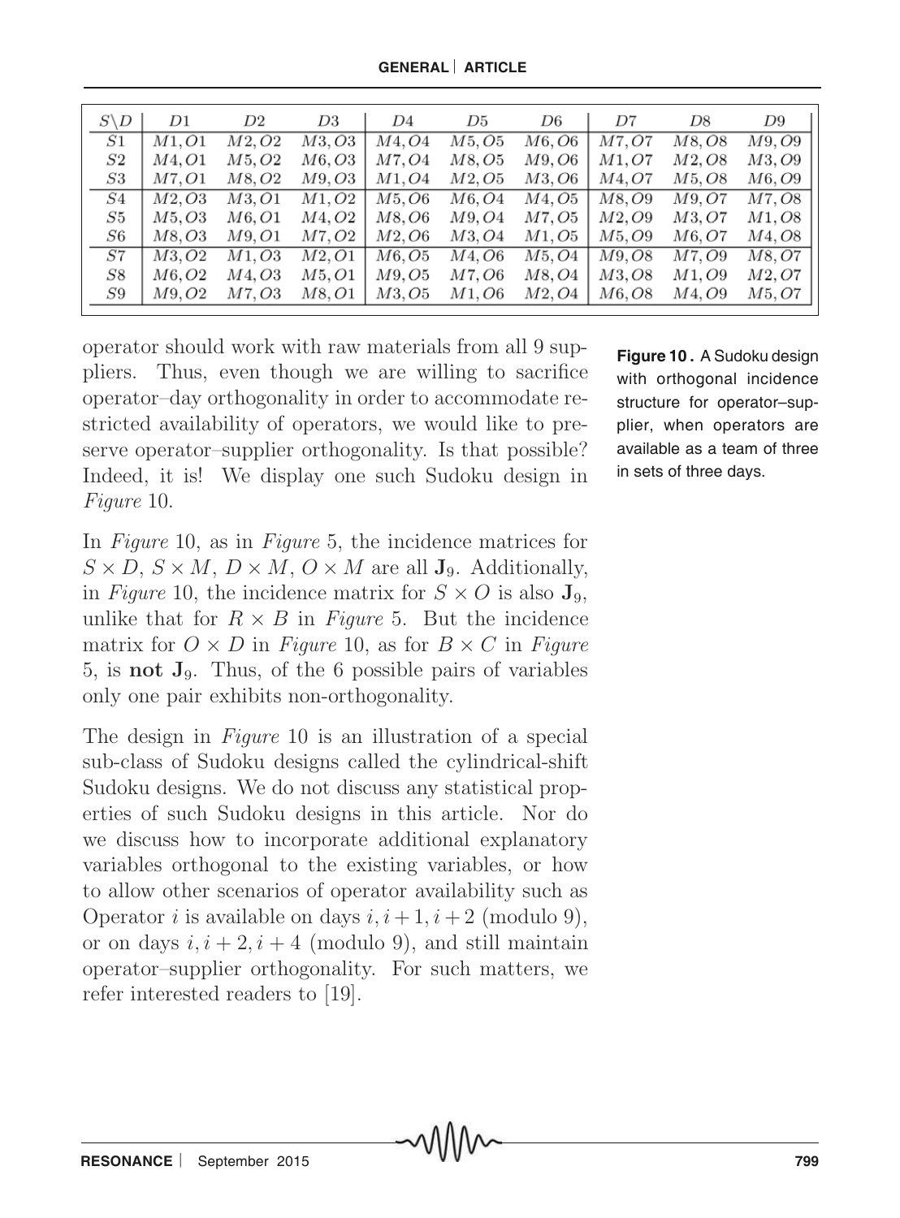| $S\backslash D$ | $D1$ | $D2$ | $D3$ | $D4$ | $D5$ | $D6$ | $D7$ | $D8$ | $D9$ |
|---|---|---|---|---|---|---|---|---|---|
| $S1$ | $M1, O1$ | $M2, O2$ | $M3, O3$ | $M4, O4$ | $M5, O5$ | $M6, O6$ | $M7, O7$ | $M8, O8$ | $M9, O9$ |
| $S2$ | $M4, O1$ | $M5, O2$ | $M6, O3$ | $M7, O4$ | $M8, O5$ | $M9, O6$ | $M1, O7$ | $M2, O8$ | $M3, O9$ |
| $S3$ | $M7, O1$ | $M8, O2$ | $M9, O3$ | $M1, O4$ | $M2, O5$ | $M3, O6$ | $M4, O7$ | $M5, O8$ | $M6, O9$ |
| $S4$ | $M2, O3$ | $M3, O1$ | $M1, O2$ | $M5, O6$ | $M6, O4$ | $M4, O5$ | $M8, O9$ | $M9, O7$ | $M7, O8$ |
| $S5$ | $M5, O3$ | $M6, O1$ | $M4, O2$ | $M8, O6$ | $M9, O4$ | $M7, O5$ | $M2, O9$ | $M3, O7$ | $M1, O8$ |
| $S6$ | $M8, O3$ | $M9, O1$ | $M7, O2$ | $M2, O6$ | $M3, O4$ | $M1, O5$ | $M5, O9$ | $M6, O7$ | $M4, O8$ |
| $S7$ | $M3, O2$ | $M1, O3$ | $M2, O1$ | $M6, O5$ | $M4, O6$ | $M5, O4$ | $M9, O8$ | $M7, O9$ | $M8, O7$ |
| $S8$ | $M6, O2$ | $M4, O3$ | $M5, O1$ | $M9, O5$ | $M7, O6$ | $M8, O4$ | $M3, O8$ | $M1, O9$ | $M2, O7$ |
| $S9$ | $M9, O2$ | $M7, O3$ | $M8, O1$ | $M3, O5$ | $M1, O6$ | $M2, O4$ | $M6, O8$ | $M4, O9$ | $M5, O7$ |

**Figure 10.** A Sudoku design with orthogonal incidence structure for operator–supplier, when operators are available as a team of three in sets of three days.

operator should work with raw materials from all 9 suppliers. Thus, even though we are willing to sacrifice operator–day orthogonality in order to accommodate restricted availability of operators, we would like to preserve operator–supplier orthogonality. Is that possible? Indeed, it is! We display one such Sudoku design in *Figure* 10.

In *Figure* 10, as in *Figure* 5, the incidence matrices for $S \times D$, $S \times M$, $D \times M$, $O \times M$ are all $\mathbf{J}_9$. Additionally, in *Figure* 10, the incidence matrix for $S \times O$ is also $\mathbf{J}_9$, unlike that for $R \times B$ in *Figure* 5. But the incidence matrix for $O \times D$ in *Figure* 10, as for $B \times C$ in *Figure* 5, is **not** $\mathbf{J}_9$. Thus, of the 6 possible pairs of variables only one pair exhibits non-orthogonality.

The design in *Figure* 10 is an illustration of a special sub-class of Sudoku designs called the cylindrical-shift Sudoku designs. We do not discuss any statistical properties of such Sudoku designs in this article. Nor do we discuss how to incorporate additional explanatory variables orthogonal to the existing variables, or how to allow other scenarios of operator availability such as Operator $i$ is available on days $i, i+1, i+2$ (modulo 9), or on days $i, i+2, i+4$ (modulo 9), and still maintain operator–supplier orthogonality. For such matters, we refer interested readers to [19].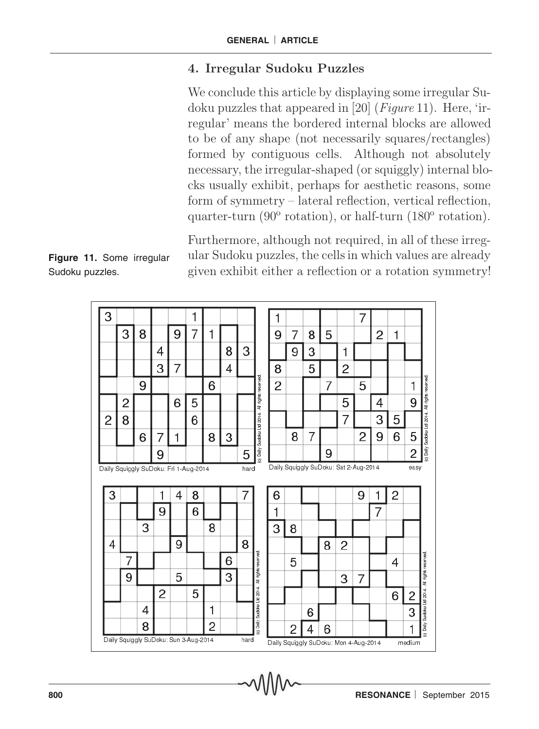## 4. Irregular Sudoku Puzzles

We conclude this article by displaying some irregular Sudoku puzzles that appeared in [20] (*Figure* 11). Here, 'irregular' means the bordered internal blocks are allowed to be of any shape (not necessarily squares/rectangles) formed by contiguous cells. Although not absolutely necessary, the irregular-shaped (or squiggly) internal blocks usually exhibit, perhaps for aesthetic reasons, some form of symmetry – lateral reflection, vertical reflection, quarter-turn (90º rotation), or half-turn (180º rotation).

Furthermore, although not required, in all of these irregular Sudoku puzzles, the cells in which values are already given exhibit either a reflection or a rotation symmetry!

**Figure 11.** Some irregular Sudoku puzzles.

Daily Squiggly SuDoku: Fri 1-Aug-2014 — hard

| | | | | | | | | |
|---|---|---|---|---|---|---|---|---|
| 3 | | | | | 1 | | | |
| | 3 | 8 | | 9 | 7 | 1 | | |
| | | | 4 | | | | 8 | 3 |
| | | | 3 | 7 | | | 4 | |
| | | 9 | | | | 6 | | |
| | 2 | | | 6 | 5 | | | |
| 2 | 8 | | | | 6 | | | |
| | | 6 | 7 | 1 | | 8 | 3 | |
| | | | 9 | | | | | 5 |

Daily Squiggly SuDoku: Sat 2-Aug-2014 — easy

| | | | | | | | | |
|---|---|---|---|---|---|---|---|---|
| 1 | | | | | 7 | | | |
| 9 | 7 | 8 | 5 | | | 2 | 1 | |
| | 9 | 3 | | 1 | | | | |
| 8 | | 5 | | 2 | | | | |
| 2 | | | 7 | | 5 | | | 1 |
| | | | | 5 | | 4 | | 9 |
| | | | | 7 | | 3 | 5 | |
| | 8 | 7 | | | 2 | 9 | 6 | 5 |
| | | | 9 | | | | | 2 |

Daily Squiggly SuDoku: Sun 3-Aug-2014 — hard

| | | | | | | | | |
|---|---|---|---|---|---|---|---|---|
| 3 | | | 1 | 4 | 8 | | | 7 |
| | | | 9 | | 6 | | | |
| | | 3 | | | | 8 | | |
| 4 | | | | 9 | | | | 8 |
| | 7 | | | | | | 6 | |
| | 9 | | | 5 | | | 3 | |
| | | | 2 | | 5 | | | |
| | | 4 | | | | 1 | | |
| | | 8 | | | | 2 | | |

Daily Squiggly SuDoku: Mon 4-Aug-2014 — medium

| | | | | | | | | |
|---|---|---|---|---|---|---|---|---|
| 6 | | | | | 9 | 1 | 2 | |
| 1 | | | | | | 7 | | |
| 3 | 8 | | | | | | | |
| | | | 8 | 2 | | | | |
| | 5 | | | | | | 4 | |
| | | | | 3 | 7 | | | |
| | | | | | | | 6 | 2 |
| | | 6 | | | | | | 3 |
| | 2 | 4 | 6 | | | | | 1 |

(c) Daily Sudoku Ltd 2014. All rights reserved.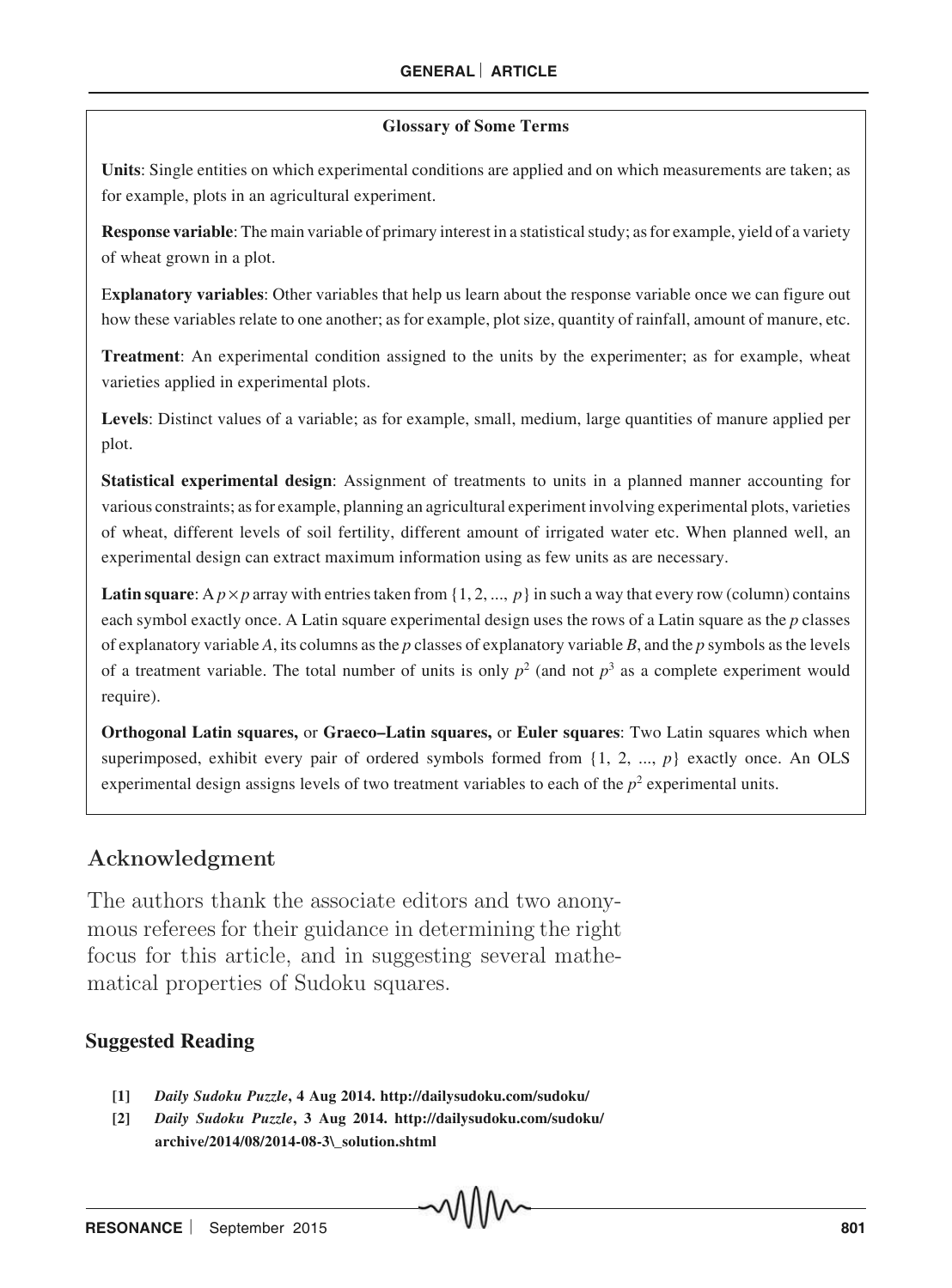### Glossary of Some Terms

**Units**: Single entities on which experimental conditions are applied and on which measurements are taken; as for example, plots in an agricultural experiment.

**Response variable**: The main variable of primary interest in a statistical study; as for example, yield of a variety of wheat grown in a plot.

**Explanatory variables**: Other variables that help us learn about the response variable once we can figure out how these variables relate to one another; as for example, plot size, quantity of rainfall, amount of manure, etc.

**Treatment**: An experimental condition assigned to the units by the experimenter; as for example, wheat varieties applied in experimental plots.

**Levels**: Distinct values of a variable; as for example, small, medium, large quantities of manure applied per plot.

**Statistical experimental design**: Assignment of treatments to units in a planned manner accounting for various constraints; as for example, planning an agricultural experiment involving experimental plots, varieties of wheat, different levels of soil fertility, different amount of irrigated water etc. When planned well, an experimental design can extract maximum information using as few units as are necessary.

**Latin square**: A $p \times p$ array with entries taken from $\{1, 2, ..., p\}$ in such a way that every row (column) contains each symbol exactly once. A Latin square experimental design uses the rows of a Latin square as the $p$ classes of explanatory variable $A$, its columns as the $p$ classes of explanatory variable $B$, and the $p$ symbols as the levels of a treatment variable. The total number of units is only $p^2$ (and not $p^3$ as a complete experiment would require).

**Orthogonal Latin squares,** or **Graeco–Latin squares,** or **Euler squares**: Two Latin squares which when superimposed, exhibit every pair of ordered symbols formed from $\{1, 2, ..., p\}$ exactly once. An OLS experimental design assigns levels of two treatment variables to each of the $p^2$ experimental units.

## Acknowledgment

The authors thank the associate editors and two anonymous referees for their guidance in determining the right focus for this article, and in suggesting several mathematical properties of Sudoku squares.

## Suggested Reading

**[1]** ***Daily Sudoku Puzzle*, 4 Aug 2014. http://dailysudoku.com/sudoku/**

**[2]** ***Daily Sudoku Puzzle*, 3 Aug 2014. http://dailysudoku.com/sudoku/archive/2014/08/2014-08-3\_solution.shtml**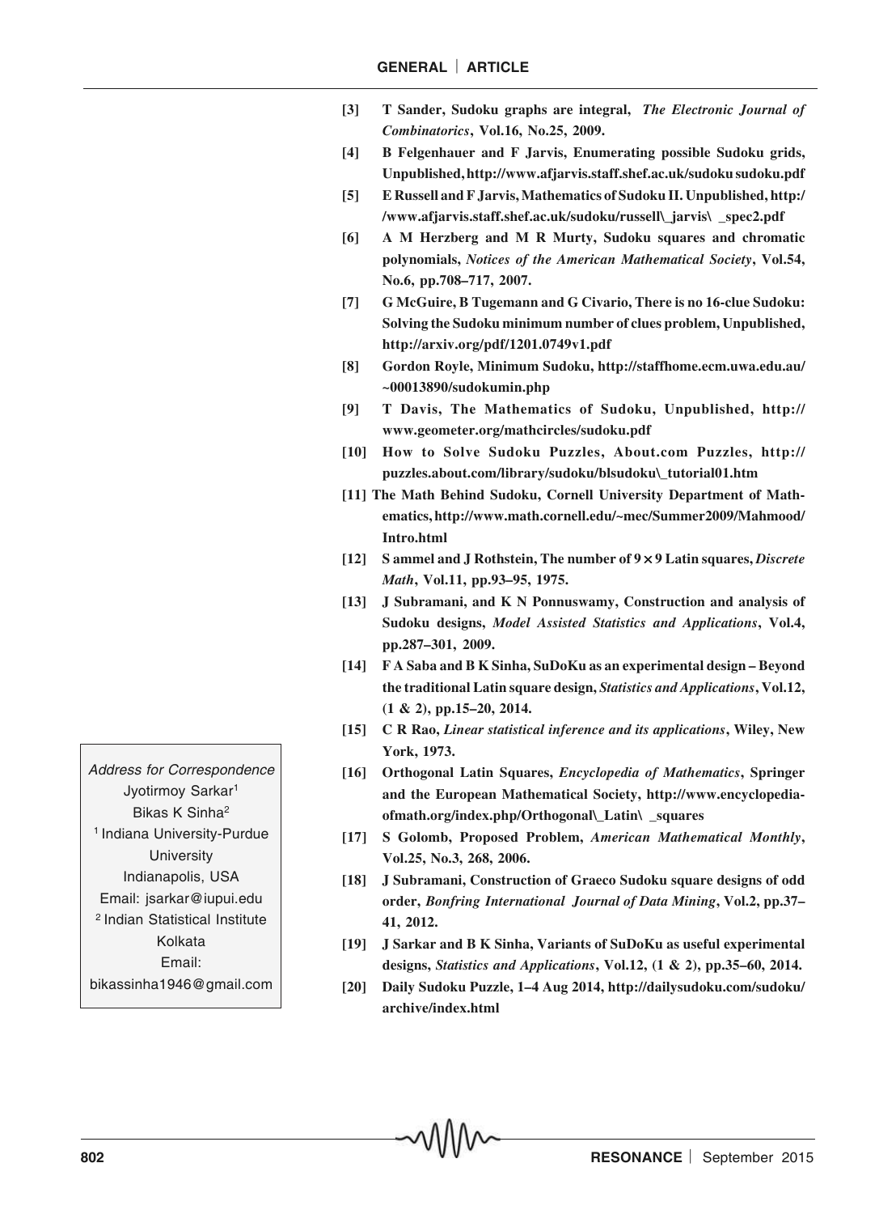[3] T Sander, Sudoku graphs are integral, *The Electronic Journal of Combinatorics*, Vol.16, No.25, 2009.

[4] B Felgenhauer and F Jarvis, Enumerating possible Sudoku grids, Unpublished, http://www.afjarvis.staff.shef.ac.uk/sudoku sudoku.pdf

[5] E Russell and F Jarvis, Mathematics of Sudoku II. Unpublished, http://www.afjarvis.staff.shef.ac.uk/sudoku/russell\_jarvis\ _spec2.pdf

[6] A M Herzberg and M R Murty, Sudoku squares and chromatic polynomials, *Notices of the American Mathematical Society*, Vol.54, No.6, pp.708–717, 2007.

[7] G McGuire, B Tugemann and G Civario, There is no 16-clue Sudoku: Solving the Sudoku minimum number of clues problem, Unpublished, http://arxiv.org/pdf/1201.0749v1.pdf

[8] Gordon Royle, Minimum Sudoku, http://staffhome.ecm.uwa.edu.au/~00013890/sudokumin.php

[9] T Davis, The Mathematics of Sudoku, Unpublished, http://www.geometer.org/mathcircles/sudoku.pdf

[10] How to Solve Sudoku Puzzles, About.com Puzzles, http://puzzles.about.com/library/sudoku/blsudoku\_tutorial01.htm

[11] The Math Behind Sudoku, Cornell University Department of Mathematics, http://www.math.cornell.edu/~mec/Summer2009/Mahmood/Intro.html

[12] S ammel and J Rothstein, The number of 9 × 9 Latin squares, *Discrete Math*, Vol.11, pp.93–95, 1975.

[13] J Subramani, and K N Ponnuswamy, Construction and analysis of Sudoku designs, *Model Assisted Statistics and Applications*, Vol.4, pp.287–301, 2009.

[14] F A Saba and B K Sinha, SuDoKu as an experimental design – Beyond the traditional Latin square design, *Statistics and Applications*, Vol.12, (1 & 2), pp.15–20, 2014.

[15] C R Rao, *Linear statistical inference and its applications*, Wiley, New York, 1973.

[16] Orthogonal Latin Squares, *Encyclopedia of Mathematics*, Springer and the European Mathematical Society, http://www.encyclopediaofmath.org/index.php/Orthogonal\_Latin\ _squares

[17] S Golomb, Proposed Problem, *American Mathematical Monthly*, Vol.25, No.3, 268, 2006.

[18] J Subramani, Construction of Graeco Sudoku square designs of odd order, *Bonfring International Journal of Data Mining*, Vol.2, pp.37–41, 2012.

[19] J Sarkar and B K Sinha, Variants of SuDoKu as useful experimental designs, *Statistics and Applications*, Vol.12, (1 & 2), pp.35–60, 2014.

[20] Daily Sudoku Puzzle, 1–4 Aug 2014, http://dailysudoku.com/sudoku/archive/index.html

*Address for Correspondence*
Jyotirmoy Sarkar[1]
Bikas K Sinha[2]
[1] Indiana University-Purdue University
Indianapolis, USA
Email: jsarkar@iupui.edu
[2] Indian Statistical Institute
Kolkata
Email:
bikassinha1946@gmail.com